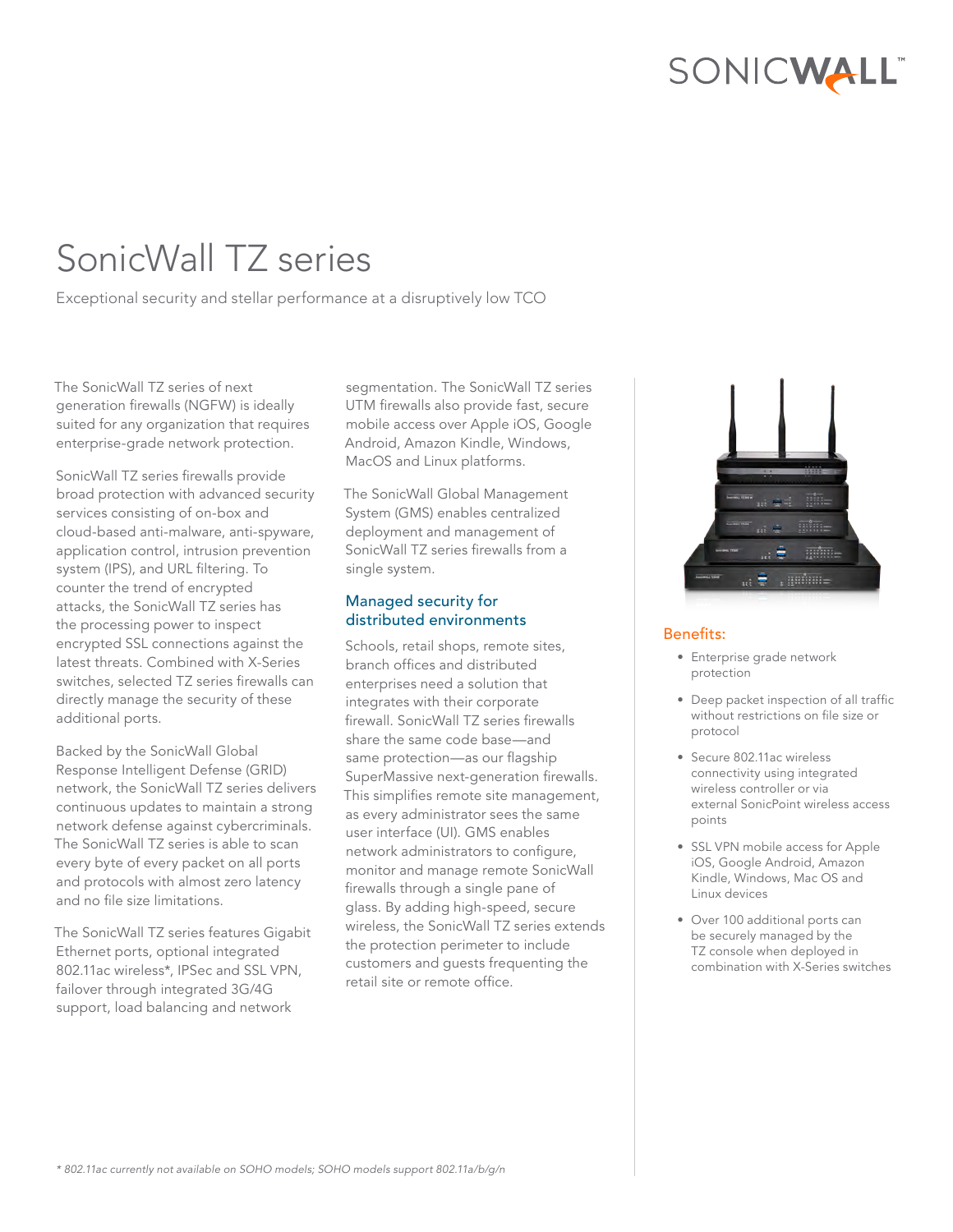# SonicWall TZ series

Exceptional security and stellar performance at a disruptively low TCO

The SonicWall TZ series of next generation firewalls (NGFW) is ideally suited for any organization that requires enterprise-grade network protection.

SonicWall TZ series firewalls provide broad protection with advanced security services consisting of on-box and cloud-based anti-malware, anti-spyware, application control, intrusion prevention system (IPS), and URL filtering. To counter the trend of encrypted attacks, the SonicWall TZ series has the processing power to inspect encrypted SSL connections against the latest threats. Combined with X-Series switches, selected TZ series firewalls can directly manage the security of these additional ports.

Backed by the SonicWall Global Response Intelligent Defense (GRID) network, the SonicWall TZ series delivers continuous updates to maintain a strong network defense against cybercriminals. The SonicWall TZ series is able to scan every byte of every packet on all ports and protocols with almost zero latency and no file size limitations.

The SonicWall TZ series features Gigabit Ethernet ports, optional integrated 802.11ac wireless*, IPSec and SSL VPN, failover through integrated 3G/4G support, load balancing and network segmentation. The SonicWall TZ series UTM firewalls also provide fast, secure mobile access over Apple iOS, Google Android, Amazon Kindle, Windows, MacOS and Linux platforms.

The SonicWall Global Management System (GMS) enables centralized deployment and management of SonicWall TZ series firewalls from a single system.

## Managed security for distributed environments

Schools, retail shops, remote sites, branch offices and distributed enterprises need a solution that integrates with their corporate firewall. SonicWall TZ series firewalls share the same code base—and same protection—as our flagship SuperMassive next-generation firewalls. This simplifies remote site management, as every administrator sees the same user interface (UI). GMS enables network administrators to configure, monitor and manage remote SonicWall firewalls through a single pane of glass. By adding high-speed, secure wireless, the SonicWall TZ series extends the protection perimeter to include customers and guests frequenting the retail site or remote office.

## Benefits:

- Enterprise grade network protection
- Deep packet inspection of all traffic without restrictions on file size or protocol
- Secure 802.11ac wireless connectivity using integrated wireless controller or via external SonicPoint wireless access points
- SSL VPN mobile access for Apple iOS, Google Android, Amazon Kindle, Windows, Mac OS and Linux devices
- Over 100 additional ports can be securely managed by the TZ console when deployed in combination with X-Series switches

*\* 802.11ac currently not available on SOHO models; SOHO models support 802.11a/b/g/n*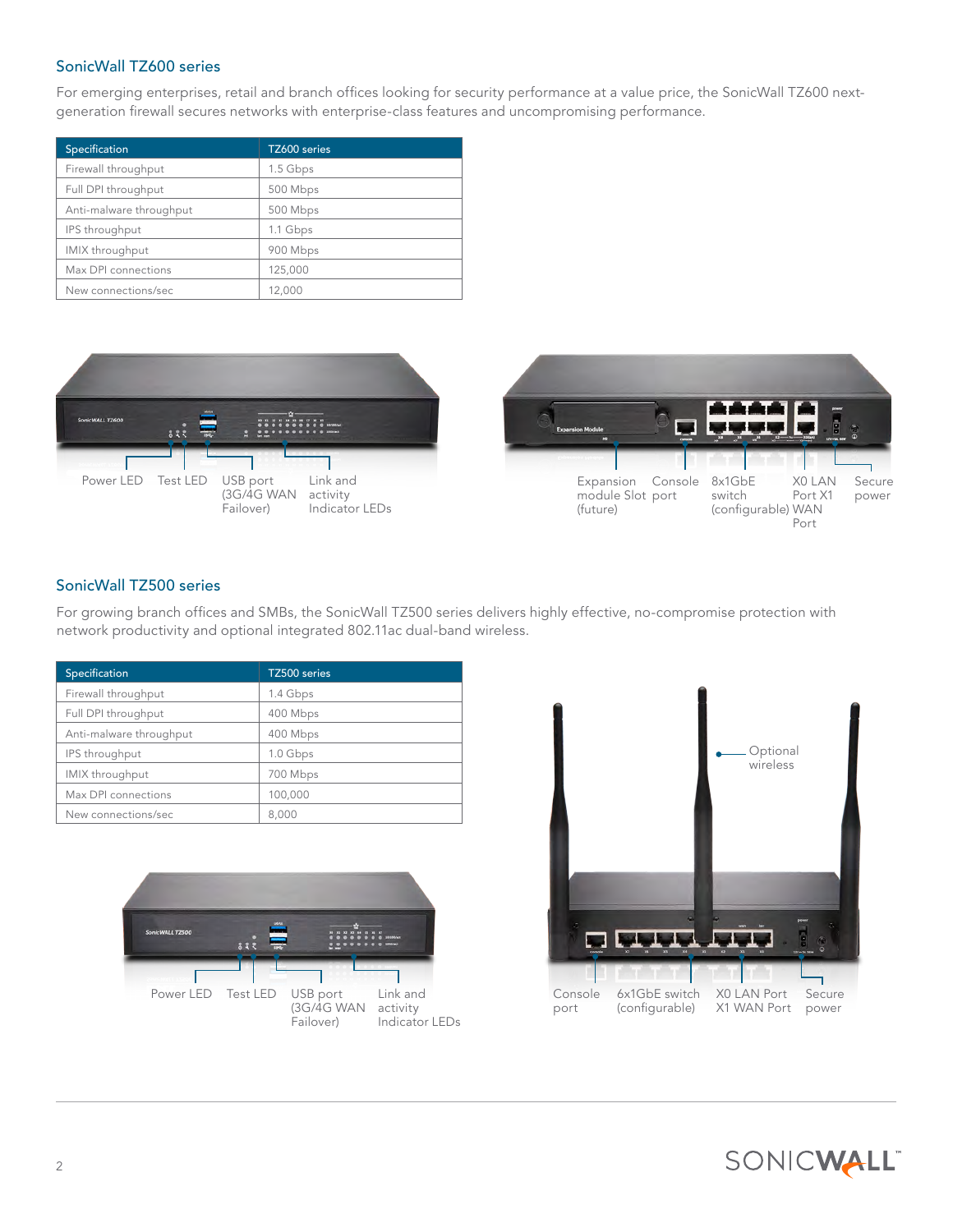## SonicWall TZ600 series

For emerging enterprises, retail and branch offices looking for security performance at a value price, the SonicWall TZ600 next-generation firewall secures networks with enterprise-class features and uncompromising performance.

| Specification | TZ600 series |
| --- | --- |
| Firewall throughput | 1.5 Gbps |
| Full DPI throughput | 500 Mbps |
| Anti-malware throughput | 500 Mbps |
| IPS throughput | 1.1 Gbps |
| IMIX throughput | 900 Mbps |
| Max DPI connections | 125,000 |
| New connections/sec | 12,000 |

Power LED   Test LED   USB port (3G/4G WAN Failover)   Link and activity Indicator LEDs

Expansion module Slot (future)   Console port   8x1GbE switch (configurable)   X0 LAN Port X1 WAN Port   Secure power

## SonicWall TZ500 series

For growing branch offices and SMBs, the SonicWall TZ500 series delivers highly effective, no-compromise protection with network productivity and optional integrated 802.11ac dual-band wireless.

| Specification | TZ500 series |
| --- | --- |
| Firewall throughput | 1.4 Gbps |
| Full DPI throughput | 400 Mbps |
| Anti-malware throughput | 400 Mbps |
| IPS throughput | 1.0 Gbps |
| IMIX throughput | 700 Mbps |
| Max DPI connections | 100,000 |
| New connections/sec | 8,000 |

Optional wireless

Power LED   Test LED   USB port (3G/4G WAN Failover)   Link and activity Indicator LEDs

Console port   6x1GbE switch (configurable)   X0 LAN Port X1 WAN Port   Secure power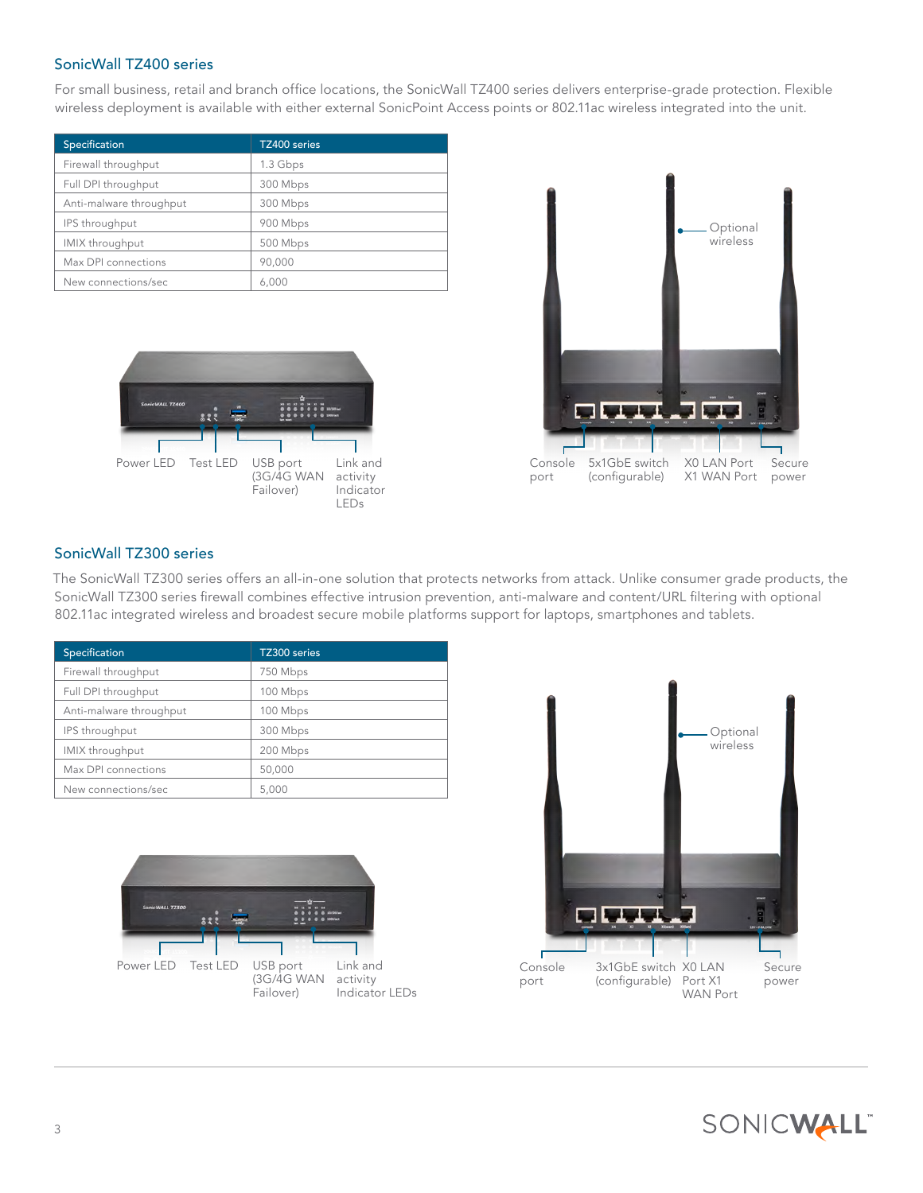## SonicWall TZ400 series

For small business, retail and branch office locations, the SonicWall TZ400 series delivers enterprise-grade protection. Flexible wireless deployment is available with either external SonicPoint Access points or 802.11ac wireless integrated into the unit.

| Specification | TZ400 series |
|---|---|
| Firewall throughput | 1.3 Gbps |
| Full DPI throughput | 300 Mbps |
| Anti-malware throughput | 300 Mbps |
| IPS throughput | 900 Mbps |
| IMIX throughput | 500 Mbps |
| Max DPI connections | 90,000 |
| New connections/sec | 6,000 |

Power LED Test LED USB port (3G/4G WAN Failover) Link and activity Indicator LEDs

Optional wireless

Console port 5x1GbE switch (configurable) X0 LAN Port X1 WAN Port Secure power

## SonicWall TZ300 series

The SonicWall TZ300 series offers an all-in-one solution that protects networks from attack. Unlike consumer grade products, the SonicWall TZ300 series firewall combines effective intrusion prevention, anti-malware and content/URL filtering with optional 802.11ac integrated wireless and broadest secure mobile platforms support for laptops, smartphones and tablets.

| Specification | TZ300 series |
|---|---|
| Firewall throughput | 750 Mbps |
| Full DPI throughput | 100 Mbps |
| Anti-malware throughput | 100 Mbps |
| IPS throughput | 300 Mbps |
| IMIX throughput | 200 Mbps |
| Max DPI connections | 50,000 |
| New connections/sec | 5,000 |

Power LED Test LED USB port (3G/4G WAN Failover) Link and activity Indicator LEDs

Optional wireless

Console port 3x1GbE switch (configurable) X0 LAN Port X1 WAN Port Secure power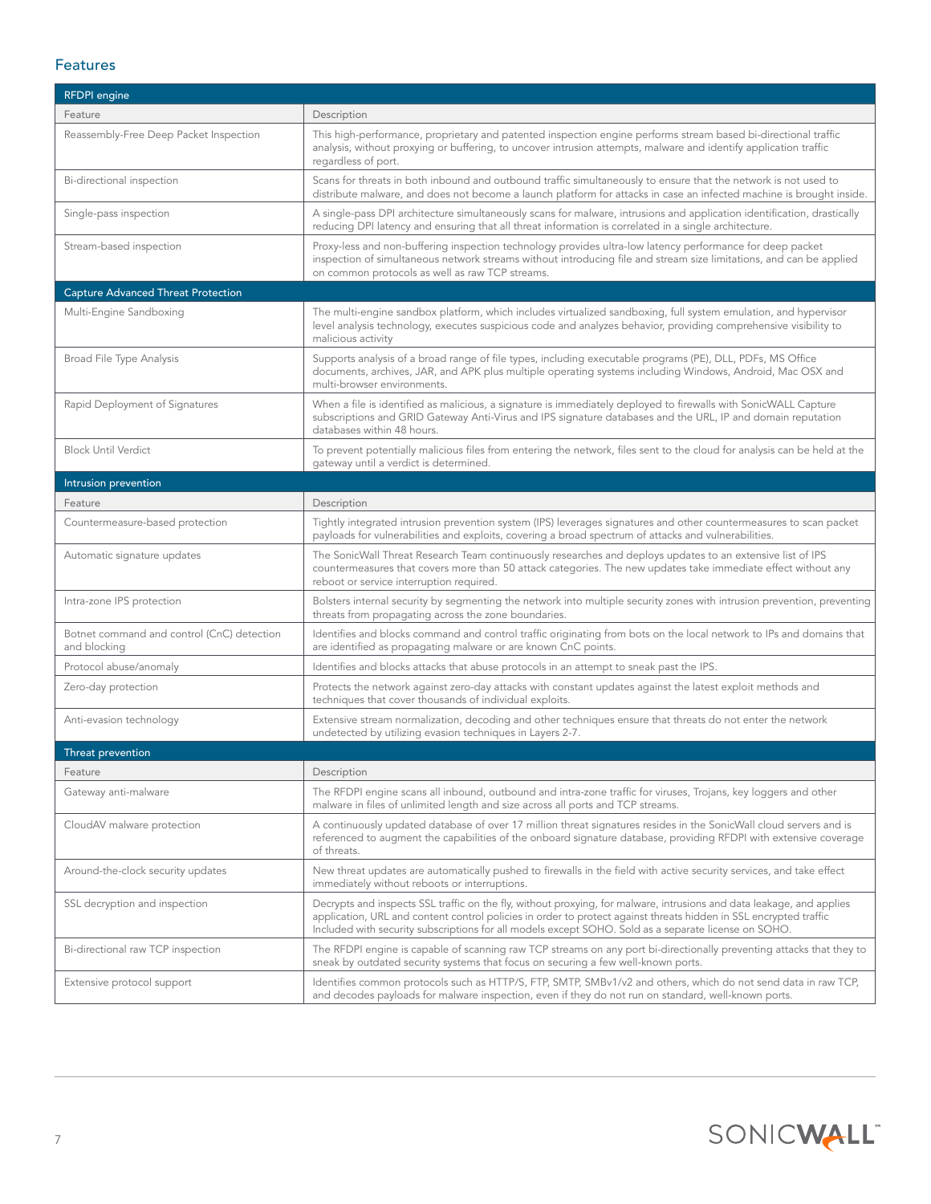## Features

| RFDPI engine | |
|---|---|
| Feature | Description |
| Reassembly-Free Deep Packet Inspection | This high-performance, proprietary and patented inspection engine performs stream based bi-directional traffic analysis, without proxying or buffering, to uncover intrusion attempts, malware and identify application traffic regardless of port. |
| Bi-directional inspection | Scans for threats in both inbound and outbound traffic simultaneously to ensure that the network is not used to distribute malware, and does not become a launch platform for attacks in case an infected machine is brought inside. |
| Single-pass inspection | A single-pass DPI architecture simultaneously scans for malware, intrusions and application identification, drastically reducing DPI latency and ensuring that all threat information is correlated in a single architecture. |
| Stream-based inspection | Proxy-less and non-buffering inspection technology provides ultra-low latency performance for deep packet inspection of simultaneous network streams without introducing file and stream size limitations, and can be applied on common protocols as well as raw TCP streams. |
| **Capture Advanced Threat Protection** | |
| Multi-Engine Sandboxing | The multi-engine sandbox platform, which includes virtualized sandboxing, full system emulation, and hypervisor level analysis technology, executes suspicious code and analyzes behavior, providing comprehensive visibility to malicious activity |
| Broad File Type Analysis | Supports analysis of a broad range of file types, including executable programs (PE), DLL, PDFs, MS Office documents, archives, JAR, and APK plus multiple operating systems including Windows, Android, Mac OSX and multi-browser environments. |
| Rapid Deployment of Signatures | When a file is identified as malicious, a signature is immediately deployed to firewalls with SonicWALL Capture subscriptions and GRID Gateway Anti-Virus and IPS signature databases and the URL, IP and domain reputation databases within 48 hours. |
| Block Until Verdict | To prevent potentially malicious files from entering the network, files sent to the cloud for analysis can be held at the gateway until a verdict is determined. |
| **Intrusion prevention** | |
| Feature | Description |
| Countermeasure-based protection | Tightly integrated intrusion prevention system (IPS) leverages signatures and other countermeasures to scan packet payloads for vulnerabilities and exploits, covering a broad spectrum of attacks and vulnerabilities. |
| Automatic signature updates | The SonicWall Threat Research Team continuously researches and deploys updates to an extensive list of IPS countermeasures that covers more than 50 attack categories. The new updates take immediate effect without any reboot or service interruption required. |
| Intra-zone IPS protection | Bolsters internal security by segmenting the network into multiple security zones with intrusion prevention, preventing threats from propagating across the zone boundaries. |
| Botnet command and control (CnC) detection and blocking | Identifies and blocks command and control traffic originating from bots on the local network to IPs and domains that are identified as propagating malware or are known CnC points. |
| Protocol abuse/anomaly | Identifies and blocks attacks that abuse protocols in an attempt to sneak past the IPS. |
| Zero-day protection | Protects the network against zero-day attacks with constant updates against the latest exploit methods and techniques that cover thousands of individual exploits. |
| Anti-evasion technology | Extensive stream normalization, decoding and other techniques ensure that threats do not enter the network undetected by utilizing evasion techniques in Layers 2-7. |
| **Threat prevention** | |
| Feature | Description |
| Gateway anti-malware | The RFDPI engine scans all inbound, outbound and intra-zone traffic for viruses, Trojans, key loggers and other malware in files of unlimited length and size across all ports and TCP streams. |
| CloudAV malware protection | A continuously updated database of over 17 million threat signatures resides in the SonicWall cloud servers and is referenced to augment the capabilities of the onboard signature database, providing RFDPI with extensive coverage of threats. |
| Around-the-clock security updates | New threat updates are automatically pushed to firewalls in the field with active security services, and take effect immediately without reboots or interruptions. |
| SSL decryption and inspection | Decrypts and inspects SSL traffic on the fly, without proxying, for malware, intrusions and data leakage, and applies application, URL and content control policies in order to protect against threats hidden in SSL encrypted traffic Included with security subscriptions for all models except SOHO. Sold as a separate license on SOHO. |
| Bi-directional raw TCP inspection | The RFDPI engine is capable of scanning raw TCP streams on any port bi-directionally preventing attacks that they to sneak by outdated security systems that focus on securing a few well-known ports. |
| Extensive protocol support | Identifies common protocols such as HTTP/S, FTP, SMTP, SMBv1/v2 and others, which do not send data in raw TCP, and decodes payloads for malware inspection, even if they do not run on standard, well-known ports. |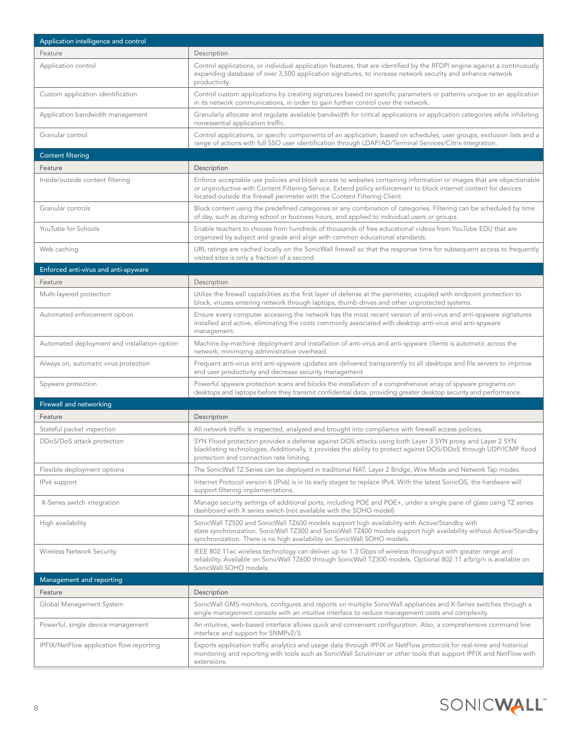| Application intelligence and control | |
|---|---|
| Feature | Description |
| Application control | Control applications, or individual application features, that are identified by the RFDPI engine against a continuously expanding database of over 3,500 application signatures, to increase network security and enhance network productivity. |
| Custom application identification | Control custom applications by creating signatures based on specific parameters or patterns unique to an application in its network communications, in order to gain further control over the network. |
| Application bandwidth management | Granularly allocate and regulate available bandwidth for critical applications or application categories while inhibiting nonessential application traffic. |
| Granular control | Control applications, or specific components of an application, based on schedules, user groups, exclusion lists and a range of actions with full SSO user identification through LDAP/AD/Terminal Services/Citrix integration. |

| Content filtering | |
|---|---|
| Feature | Description |
| Inside/outside content filtering | Enforce acceptable use policies and block access to websites containing information or images that are objectionable or unproductive with Content Filtering Service. Extend policy enforcement to block internet content for devices located outside the firewall perimeter with the Content Filtering Client. |
| Granular controls | Block content using the predefined categories or any combination of categories. Filtering can be scheduled by time of day, such as during school or business hours, and applied to individual users or groups. |
| YouTube for Schools | Enable teachers to choose from hundreds of thousands of free educational videos from YouTube EDU that are organized by subject and grade and align with common educational standards. |
| Web caching | URL ratings are cached locally on the SonicWall firewall so that the response time for subsequent access to frequently visited sites is only a fraction of a second. |

| Enforced anti-virus and anti-spyware | |
|---|---|
| Feature | Description |
| Multi-layered protection | Utilize the firewall capabilities as the first layer of defense at the perimeter, coupled with endpoint protection to block, viruses entering network through laptops, thumb drives and other unprotected systems. |
| Automated enforcement option | Ensure every computer accessing the network has the most recent version of anti-virus and anti-spyware signatures installed and active, eliminating the costs commonly associated with desktop anti-virus and anti-spyware management. |
| Automated deployment and installation option | Machine-by-machine deployment and installation of anti-virus and anti-spyware clients is automatic across the network, minimizing administrative overhead. |
| Always on, automatic virus protection | Frequent anti-virus and anti-spyware updates are delivered transparently to all desktops and file servers to improve end user productivity and decrease security management. |
| Spyware protection | Powerful spyware protection scans and blocks the installation of a comprehensive array of spyware programs on desktops and laptops before they transmit confidential data, providing greater desktop security and performance. |

| Firewall and networking | |
|---|---|
| Feature | Description |
| Stateful packet inspection | All network traffic is inspected, analyzed and brought into compliance with firewall access policies. |
| DDoS/DoS attack protection | SYN Flood protection provides a defense against DOS attacks using both Layer 3 SYN proxy and Layer 2 SYN blacklisting technologies. Additionally, it provides the ability to protect against DOS/DDoS through UDP/ICMP flood protection and connection rate limiting. |
| Flexible deployment options | The SonicWall TZ Series can be deployed in traditional NAT, Layer 2 Bridge, Wire Mode and Network Tap modes. |
| IPv6 support | Internet Protocol version 6 (IPv6) is in its early stages to replace IPv4. With the latest SonicOS, the hardware will support filtering implementations. |
| X-Series switch integration | Manage security settings of additional ports, including POE and POE+, under a single pane of glass using TZ series dashboard with X series switch (not available with the SOHO model) |
| High availability | SonicWall TZ500 and SonicWall TZ600 models support high availability with Active/Standby with state synchronization. SonicWall TZ300 and SonicWall TZ400 models support high availability without Active/Standby synchronization. There is no high availability on SonicWall SOHO models. |
| Wireless Network Security | IEEE 802.11ac wireless technology can deliver up to 1.3 Gbps of wireless throughput with greater range and reliability. Available on SonicWall TZ600 through SonicWall TZ300 models. Optional 802.11 a/b/g/n is available on SonicWall SOHO models. |

| Management and reporting | |
|---|---|
| Feature | Description |
| Global Management System | SonicWall GMS monitors, configures and reports on multiple SonicWall appliances and X-Series switches through a single management console with an intuitive interface to reduce management costs and complexity. |
| Powerful, single device management | An intuitive, web-based interface allows quick and convenient configuration. Also, a comprehensive command line interface and support for SNMPv2/3. |
| IPFIX/NetFlow application flow reporting | Exports application traffic analytics and usage data through IPFIX or NetFlow protocols for real-time and historical monitoring and reporting with tools such as SonicWall Scrutinizer or other tools that support IPFIX and NetFlow with extensions. |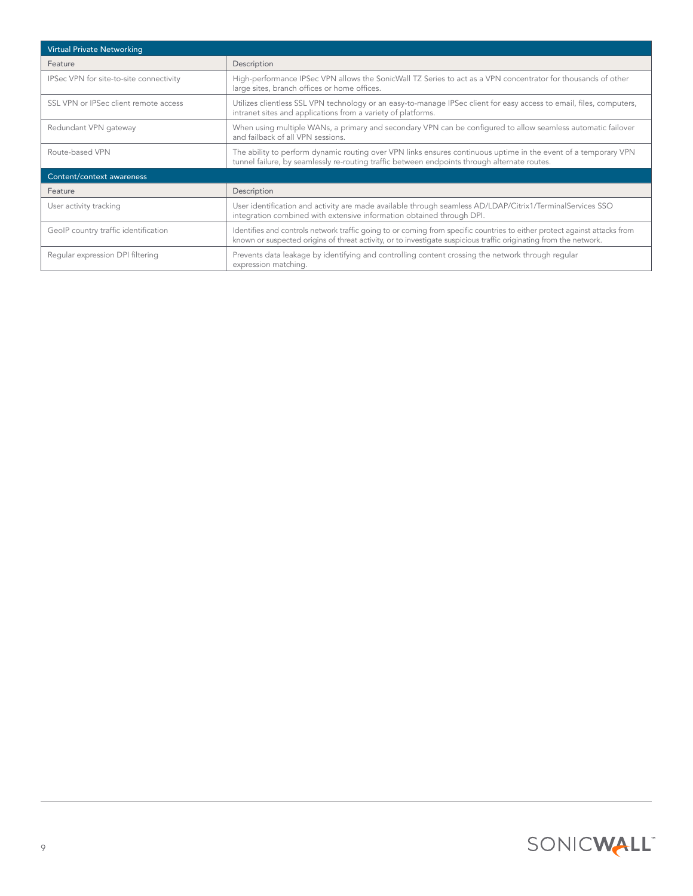| Virtual Private Networking | |
|---|---|
| Feature | Description |
| IPSec VPN for site-to-site connectivity | High-performance IPSec VPN allows the SonicWall TZ Series to act as a VPN concentrator for thousands of other large sites, branch offices or home offices. |
| SSL VPN or IPSec client remote access | Utilizes clientless SSL VPN technology or an easy-to-manage IPSec client for easy access to email, files, computers, intranet sites and applications from a variety of platforms. |
| Redundant VPN gateway | When using multiple WANs, a primary and secondary VPN can be configured to allow seamless automatic failover and failback of all VPN sessions. |
| Route-based VPN | The ability to perform dynamic routing over VPN links ensures continuous uptime in the event of a temporary VPN tunnel failure, by seamlessly re-routing traffic between endpoints through alternate routes. |

| Content/context awareness | |
|---|---|
| Feature | Description |
| User activity tracking | User identification and activity are made available through seamless AD/LDAP/Citrix1/TerminalServices SSO integration combined with extensive information obtained through DPI. |
| GeoIP country traffic identification | Identifies and controls network traffic going to or coming from specific countries to either protect against attacks from known or suspected origins of threat activity, or to investigate suspicious traffic originating from the network. |
| Regular expression DPI filtering | Prevents data leakage by identifying and controlling content crossing the network through regular expression matching. |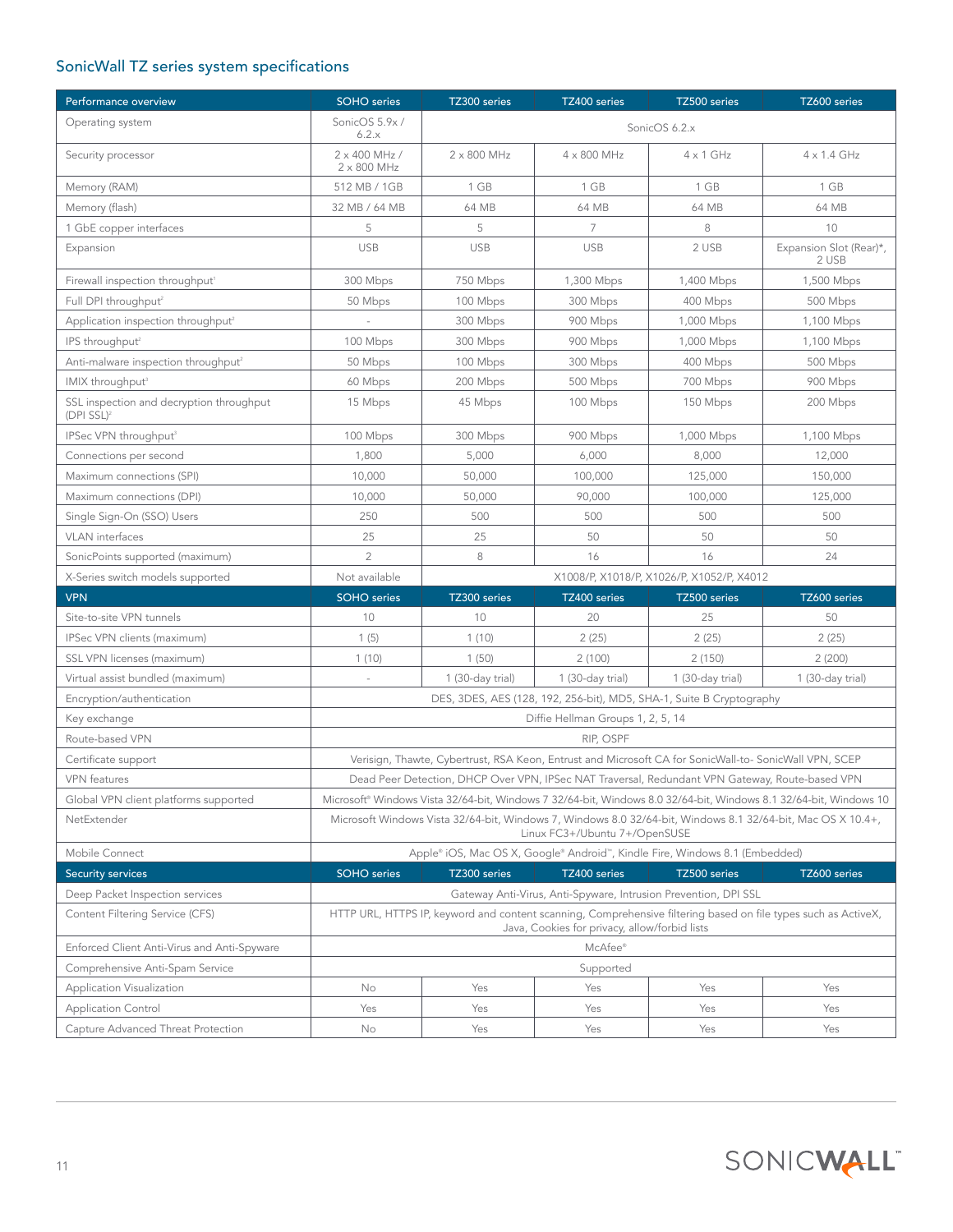## SonicWall TZ series system specifications

| Performance overview | SOHO series | TZ300 series | TZ400 series | TZ500 series | TZ600 series |
|---|---|---|---|---|---|
| Operating system | SonicOS 5.9x / 6.2.x | SonicOS 6.2.x | | | |
| Security processor | 2 x 400 MHz / 2 x 800 MHz | 2 x 800 MHz | 4 x 800 MHz | 4 x 1 GHz | 4 x 1.4 GHz |
| Memory (RAM) | 512 MB / 1GB | 1 GB | 1 GB | 1 GB | 1 GB |
| Memory (flash) | 32 MB / 64 MB | 64 MB | 64 MB | 64 MB | 64 MB |
| 1 GbE copper interfaces | 5 | 5 | 7 | 8 | 10 |
| Expansion | USB | USB | USB | 2 USB | Expansion Slot (Rear)*, 2 USB |
| Firewall inspection throughput[1] | 300 Mbps | 750 Mbps | 1,300 Mbps | 1,400 Mbps | 1,500 Mbps |
| Full DPI throughput[2] | 50 Mbps | 100 Mbps | 300 Mbps | 400 Mbps | 500 Mbps |
| Application inspection throughput[2] | - | 300 Mbps | 900 Mbps | 1,000 Mbps | 1,100 Mbps |
| IPS throughput[2] | 100 Mbps | 300 Mbps | 900 Mbps | 1,000 Mbps | 1,100 Mbps |
| Anti-malware inspection throughput[2] | 50 Mbps | 100 Mbps | 300 Mbps | 400 Mbps | 500 Mbps |
| IMIX throughput[3] | 60 Mbps | 200 Mbps | 500 Mbps | 700 Mbps | 900 Mbps |
| SSL inspection and decryption throughput (DPI SSL)[2] | 15 Mbps | 45 Mbps | 100 Mbps | 150 Mbps | 200 Mbps |
| IPSec VPN throughput[3] | 100 Mbps | 300 Mbps | 900 Mbps | 1,000 Mbps | 1,100 Mbps |
| Connections per second | 1,800 | 5,000 | 6,000 | 8,000 | 12,000 |
| Maximum connections (SPI) | 10,000 | 50,000 | 100,000 | 125,000 | 150,000 |
| Maximum connections (DPI) | 10,000 | 50,000 | 90,000 | 100,000 | 125,000 |
| Single Sign-On (SSO) Users | 250 | 500 | 500 | 500 | 500 |
| VLAN interfaces | 25 | 25 | 50 | 50 | 50 |
| SonicPoints supported (maximum) | 2 | 8 | 16 | 16 | 24 |
| X-Series switch models supported | Not available | X1008/P, X1018/P, X1026/P, X1052/P, X4012 | | | |
| **VPN** | **SOHO series** | **TZ300 series** | **TZ400 series** | **TZ500 series** | **TZ600 series** |
| Site-to-site VPN tunnels | 10 | 10 | 20 | 25 | 50 |
| IPSec VPN clients (maximum) | 1 (5) | 1 (10) | 2 (25) | 2 (25) | 2 (25) |
| SSL VPN licenses (maximum) | 1 (10) | 1 (50) | 2 (100) | 2 (150) | 2 (200) |
| Virtual assist bundled (maximum) | - | 1 (30-day trial) | 1 (30-day trial) | 1 (30-day trial) | 1 (30-day trial) |
| Encryption/authentication | DES, 3DES, AES (128, 192, 256-bit), MD5, SHA-1, Suite B Cryptography | | | | |
| Key exchange | Diffie Hellman Groups 1, 2, 5, 14 | | | | |
| Route-based VPN | RIP, OSPF | | | | |
| Certificate support | Verisign, Thawte, Cybertrust, RSA Keon, Entrust and Microsoft CA for SonicWall-to- SonicWall VPN, SCEP | | | | |
| VPN features | Dead Peer Detection, DHCP Over VPN, IPSec NAT Traversal, Redundant VPN Gateway, Route-based VPN | | | | |
| Global VPN client platforms supported | Microsoft® Windows Vista 32/64-bit, Windows 7 32/64-bit, Windows 8.0 32/64-bit, Windows 8.1 32/64-bit, Windows 10 | | | | |
| NetExtender | Microsoft Windows Vista 32/64-bit, Windows 7, Windows 8.0 32/64-bit, Windows 8.1 32/64-bit, Mac OS X 10.4+, Linux FC3+/Ubuntu 7+/OpenSUSE | | | | |
| Mobile Connect | Apple® iOS, Mac OS X, Google® Android™, Kindle Fire, Windows 8.1 (Embedded) | | | | |
| **Security services** | **SOHO series** | **TZ300 series** | **TZ400 series** | **TZ500 series** | **TZ600 series** |
| Deep Packet Inspection services | Gateway Anti-Virus, Anti-Spyware, Intrusion Prevention, DPI SSL | | | | |
| Content Filtering Service (CFS) | HTTP URL, HTTPS IP, keyword and content scanning, Comprehensive filtering based on file types such as ActiveX, Java, Cookies for privacy, allow/forbid lists | | | | |
| Enforced Client Anti-Virus and Anti-Spyware | McAfee® | | | | |
| Comprehensive Anti-Spam Service | Supported | | | | |
| Application Visualization | No | Yes | Yes | Yes | Yes |
| Application Control | Yes | Yes | Yes | Yes | Yes |
| Capture Advanced Threat Protection | No | Yes | Yes | Yes | Yes |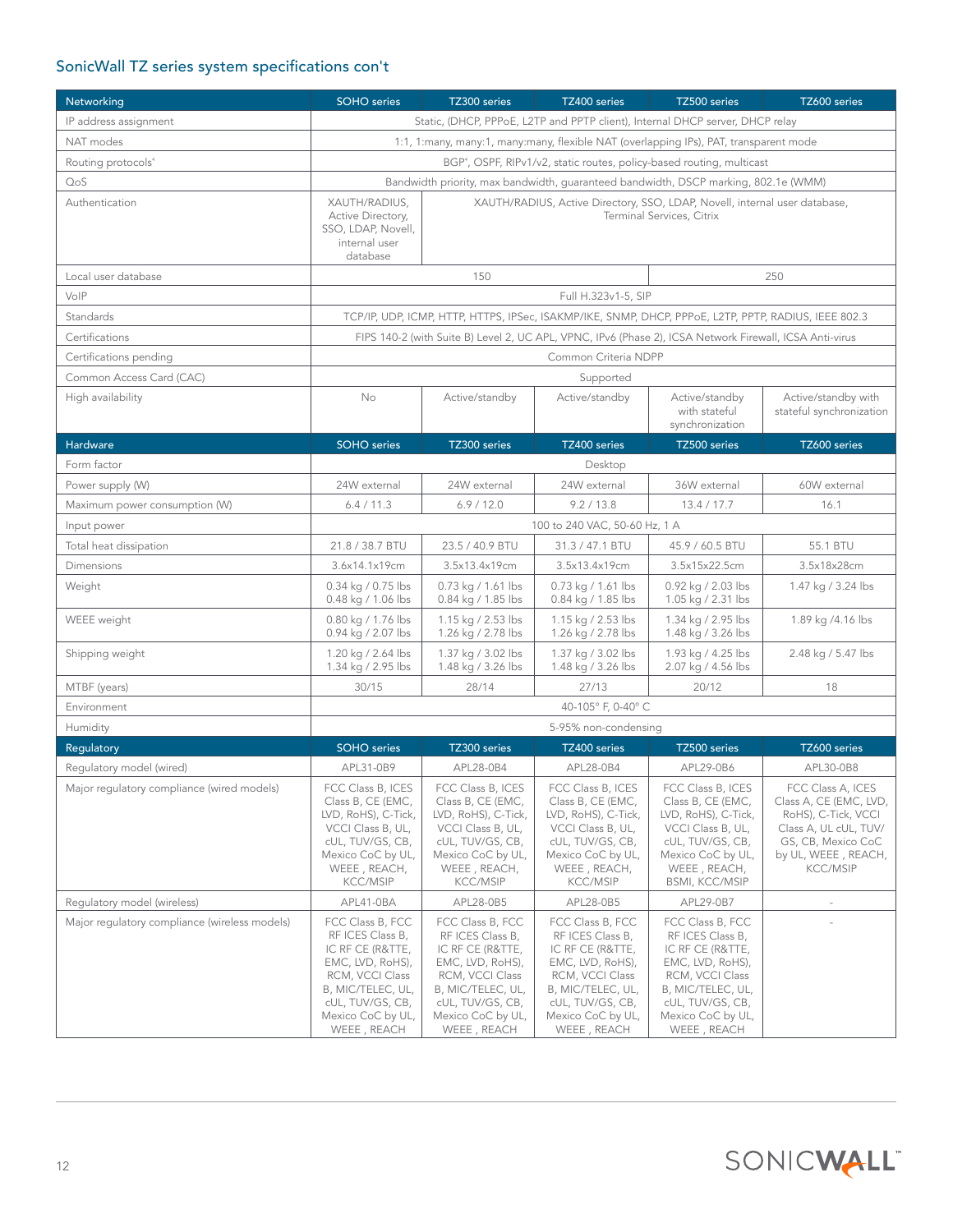## SonicWall TZ series system specifications con't

| Networking | SOHO series | TZ300 series | TZ400 series | TZ500 series | TZ600 series |
|---|---|---|---|---|---|
| IP address assignment | Static, (DHCP, PPPoE, L2TP and PPTP client), Internal DHCP server, DHCP relay | | | | |
| NAT modes | 1:1, 1:many, many:1, many:many, flexible NAT (overlapping IPs), PAT, transparent mode | | | | |
| Routing protocols[4] | BGP[4], OSPF, RIPv1/v2, static routes, policy-based routing, multicast | | | | |
| QoS | Bandwidth priority, max bandwidth, guaranteed bandwidth, DSCP marking, 802.1e (WMM) | | | | |
| Authentication | XAUTH/RADIUS, Active Directory, SSO, LDAP, Novell, internal user database | XAUTH/RADIUS, Active Directory, SSO, LDAP, Novell, internal user database, Terminal Services, Citrix | | | |
| Local user database | 150 | | | 250 | |
| VoIP | Full H.323v1-5, SIP | | | | |
| Standards | TCP/IP, UDP, ICMP, HTTP, HTTPS, IPSec, ISAKMP/IKE, SNMP, DHCP, PPPoE, L2TP, PPTP, RADIUS, IEEE 802.3 | | | | |
| Certifications | FIPS 140-2 (with Suite B) Level 2, UC APL, VPNC, IPv6 (Phase 2), ICSA Network Firewall, ICSA Anti-virus | | | | |
| Certifications pending | Common Criteria NDPP | | | | |
| Common Access Card (CAC) | Supported | | | | |
| High availability | No | Active/standby | Active/standby | Active/standby with stateful synchronization | Active/standby with stateful synchronization |
| **Hardware** | **SOHO series** | **TZ300 series** | **TZ400 series** | **TZ500 series** | **TZ600 series** |
| Form factor | Desktop | | | | |
| Power supply (W) | 24W external | 24W external | 24W external | 36W external | 60W external |
| Maximum power consumption (W) | 6.4 / 11.3 | 6.9 / 12.0 | 9.2 / 13.8 | 13.4 / 17.7 | 16.1 |
| Input power | 100 to 240 VAC, 50-60 Hz, 1 A | | | | |
| Total heat dissipation | 21.8 / 38.7 BTU | 23.5 / 40.9 BTU | 31.3 / 47.1 BTU | 45.9 / 60.5 BTU | 55.1 BTU |
| Dimensions | 3.6x14.1x19cm | 3.5x13.4x19cm | 3.5x13.4x19cm | 3.5x15x22.5cm | 3.5x18x28cm |
| Weight | 0.34 kg / 0.75 lbs<br>0.48 kg / 1.06 lbs | 0.73 kg / 1.61 lbs<br>0.84 kg / 1.85 lbs | 0.73 kg / 1.61 lbs<br>0.84 kg / 1.85 lbs | 0.92 kg / 2.03 lbs<br>1.05 kg / 2.31 lbs | 1.47 kg / 3.24 lbs |
| WEEE weight | 0.80 kg / 1.76 lbs<br>0.94 kg / 2.07 lbs | 1.15 kg / 2.53 lbs<br>1.26 kg / 2.78 lbs | 1.15 kg / 2.53 lbs<br>1.26 kg / 2.78 lbs | 1.34 kg / 2.95 lbs<br>1.48 kg / 3.26 lbs | 1.89 kg /4.16 lbs |
| Shipping weight | 1.20 kg / 2.64 lbs<br>1.34 kg / 2.95 lbs | 1.37 kg / 3.02 lbs<br>1.48 kg / 3.26 lbs | 1.37 kg / 3.02 lbs<br>1.48 kg / 3.26 lbs | 1.93 kg / 4.25 lbs<br>2.07 kg / 4.56 lbs | 2.48 kg / 5.47 lbs |
| MTBF (years) | 30/15 | 28/14 | 27/13 | 20/12 | 18 |
| Environment | 40-105° F, 0-40° C | | | | |
| Humidity | 5-95% non-condensing | | | | |
| **Regulatory** | **SOHO series** | **TZ300 series** | **TZ400 series** | **TZ500 series** | **TZ600 series** |
| Regulatory model (wired) | APL31-0B9 | APL28-0B4 | APL28-0B4 | APL29-0B6 | APL30-0B8 |
| Major regulatory compliance (wired models) | FCC Class B, ICES Class B, CE (EMC, LVD, RoHS), C-Tick, VCCI Class B, UL, cUL, TUV/GS, CB, Mexico CoC by UL, WEEE , REACH, KCC/MSIP | FCC Class B, ICES Class B, CE (EMC, LVD, RoHS), C-Tick, VCCI Class B, UL, cUL, TUV/GS, CB, Mexico CoC by UL, WEEE , REACH, KCC/MSIP | FCC Class B, ICES Class B, CE (EMC, LVD, RoHS), C-Tick, VCCI Class B, UL, cUL, TUV/GS, CB, Mexico CoC by UL, WEEE , REACH, KCC/MSIP | FCC Class B, ICES Class B, CE (EMC, LVD, RoHS), C-Tick, VCCI Class B, UL, cUL, TUV/GS, CB, Mexico CoC by UL, WEEE , REACH, BSMI, KCC/MSIP | FCC Class A, ICES Class A, CE (EMC, LVD, RoHS), C-Tick, VCCI Class A, UL cUL, TUV/GS, CB, Mexico CoC by UL, WEEE , REACH, KCC/MSIP |
| Regulatory model (wireless) | APL41-0BA | APL28-0B5 | APL28-0B5 | APL29-0B7 | - |
| Major regulatory compliance (wireless models) | FCC Class B, FCC RF ICES Class B, IC RF CE (R&TTE, EMC, LVD, RoHS), RCM, VCCI Class B, MIC/TELEC, UL, cUL, TUV/GS, CB, Mexico CoC by UL, WEEE , REACH | FCC Class B, FCC RF ICES Class B, IC RF CE (R&TTE, EMC, LVD, RoHS), RCM, VCCI Class B, MIC/TELEC, UL, cUL, TUV/GS, CB, Mexico CoC by UL, WEEE , REACH | FCC Class B, FCC RF ICES Class B, IC RF CE (R&TTE, EMC, LVD, RoHS), RCM, VCCI Class B, MIC/TELEC, UL, cUL, TUV/GS, CB, Mexico CoC by UL, WEEE , REACH | FCC Class B, FCC RF ICES Class B, IC RF CE (R&TTE, EMC, LVD, RoHS), RCM, VCCI Class B, MIC/TELEC, UL, cUL, TUV/GS, CB, Mexico CoC by UL, WEEE , REACH | - |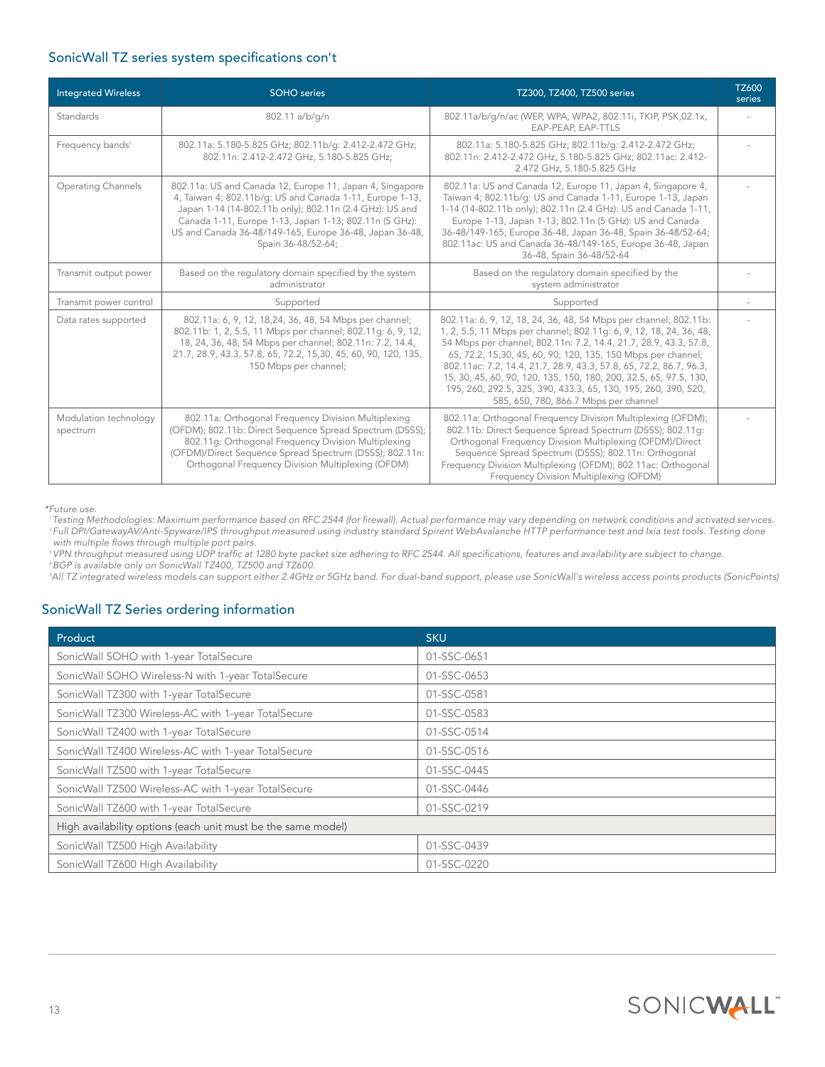## SonicWall TZ series system specifications con't

| Integrated Wireless | SOHO series | TZ300, TZ400, TZ500 series | TZ600 series |
|---|---|---|---|
| Standards | 802.11 a/b/g/n | 802.11a/b/g/n/ac (WEP, WPA, WPA2, 802.11i, TKIP, PSK,02.1x, EAP-PEAP, EAP-TTLS | - |
| Frequency bands[5] | 802.11a: 5.180-5.825 GHz; 802.11b/g: 2.412-2.472 GHz; 802.11n: 2.412-2.472 GHz, 5.180-5.825 GHz; | 802.11a: 5.180-5.825 GHz; 802.11b/g: 2.412-2.472 GHz; 802.11n: 2.412-2.472 GHz, 5.180-5.825 GHz; 802.11ac: 2.412-2.472 GHz, 5.180-5.825 GHz | - |
| Operating Channels | 802.11a: US and Canada 12, Europe 11, Japan 4, Singapore 4, Taiwan 4; 802.11b/g: US and Canada 1-11, Europe 1-13, Japan 1-14 (14-802.11b only); 802.11n (2.4 GHz): US and Canada 1-11, Europe 1-13, Japan 1-13; 802.11n (5 GHz): US and Canada 36-48/149-165, Europe 36-48, Japan 36-48, Spain 36-48/52-64; | 802.11a: US and Canada 12, Europe 11, Japan 4, Singapore 4, Taiwan 4; 802.11b/g: US and Canada 1-11, Europe 1-13, Japan 1-14 (14-802.11b only); 802.11n (2.4 GHz): US and Canada 1-11, Europe 1-13, Japan 1-13; 802.11n (5 GHz): US and Canada 36-48/149-165, Europe 36-48, Japan 36-48, Spain 36-48/52-64; 802.11ac: US and Canada 36-48/149-165, Europe 36-48, Japan 36-48, Spain 36-48/52-64 | - |
| Transmit output power | Based on the regulatory domain specified by the system administrator | Based on the regulatory domain specified by the system administrator | - |
| Transmit power control | Supported | Supported | - |
| Data rates supported | 802.11a: 6, 9, 12, 18,24, 36, 48, 54 Mbps per channel; 802.11b: 1, 2, 5.5, 11 Mbps per channel; 802.11g: 6, 9, 12, 18, 24, 36, 48, 54 Mbps per channel; 802.11n: 7.2, 14.4, 21.7, 28.9, 43.3, 57.8, 65, 72.2, 15,30, 45, 60, 90, 120, 135, 150 Mbps per channel; | 802.11a: 6, 9, 12, 18, 24, 36, 48, 54 Mbps per channel; 802.11b: 1, 2, 5.5, 11 Mbps per channel; 802.11g: 6, 9, 12, 18, 24, 36, 48, 54 Mbps per channel; 802.11n: 7.2, 14.4, 21.7, 28.9, 43.3, 57.8, 65, 72.2, 15,30, 45, 60, 90, 120, 135, 150 Mbps per channel; 802.11ac: 7.2, 14.4, 21.7, 28.9, 43.3, 57.8, 65, 72.2, 86.7, 96.3, 15, 30, 45, 60, 90, 120, 135, 150, 180, 200, 32.5, 65, 97.5, 130, 195, 260, 292.5, 325, 390, 433.3, 65, 130, 195, 260, 390, 520, 585, 650, 780, 866.7 Mbps per channel | - |
| Modulation technology spectrum | 802.11a: Orthogonal Frequency Division Multiplexing (OFDM); 802.11b: Direct Sequence Spread Spectrum (DSSS); 802.11g: Orthogonal Frequency Division Multiplexing (OFDM)/Direct Sequence Spread Spectrum (DSSS); 802.11n: Orthogonal Frequency Division Multiplexing (OFDM) | 802.11a: Orthogonal Frequency Division Multiplexing (OFDM); 802.11b: Direct Sequence Spread Spectrum (DSSS); 802.11g: Orthogonal Frequency Division Multiplexing (OFDM)/Direct Sequence Spread Spectrum (DSSS); 802.11n: Orthogonal Frequency Division Multiplexing (OFDM); 802.11ac: Orthogonal Frequency Division Multiplexing (OFDM) | - |

*\*Future use.*

*[1] Testing Methodologies: Maximum performance based on RFC 2544 (for firewall). Actual performance may vary depending on network conditions and activated services.*

*[2] Full DPI/GatewayAV/Anti-Spyware/IPS throughput measured using industry standard Spirent WebAvalanche HTTP performance test and Ixia test tools. Testing done with multiple flows through multiple port pairs.*

*[3] VPN throughput measured using UDP traffic at 1280 byte packet size adhering to RFC 2544. All specifications, features and availability are subject to change.*

*[4] BGP is available only on SonicWall TZ400, TZ500 and TZ600.*

*[5] All TZ integrated wireless models can support either 2.4GHz or 5GHz band. For dual-band support, please use SonicWall's wireless access points products (SonicPoints)*

## SonicWall TZ Series ordering information

| Product | SKU |
|---|---|
| SonicWall SOHO with 1-year TotalSecure | 01-SSC-0651 |
| SonicWall SOHO Wireless-N with 1-year TotalSecure | 01-SSC-0653 |
| SonicWall TZ300 with 1-year TotalSecure | 01-SSC-0581 |
| SonicWall TZ300 Wireless-AC with 1-year TotalSecure | 01-SSC-0583 |
| SonicWall TZ400 with 1-year TotalSecure | 01-SSC-0514 |
| SonicWall TZ400 Wireless-AC with 1-year TotalSecure | 01-SSC-0516 |
| SonicWall TZ500 with 1-year TotalSecure | 01-SSC-0445 |
| SonicWall TZ500 Wireless-AC with 1-year TotalSecure | 01-SSC-0446 |
| SonicWall TZ600 with 1-year TotalSecure | 01-SSC-0219 |
| High availability options (each unit must be the same model) | |
| SonicWall TZ500 High Availability | 01-SSC-0439 |
| SonicWall TZ600 High Availability | 01-SSC-0220 |